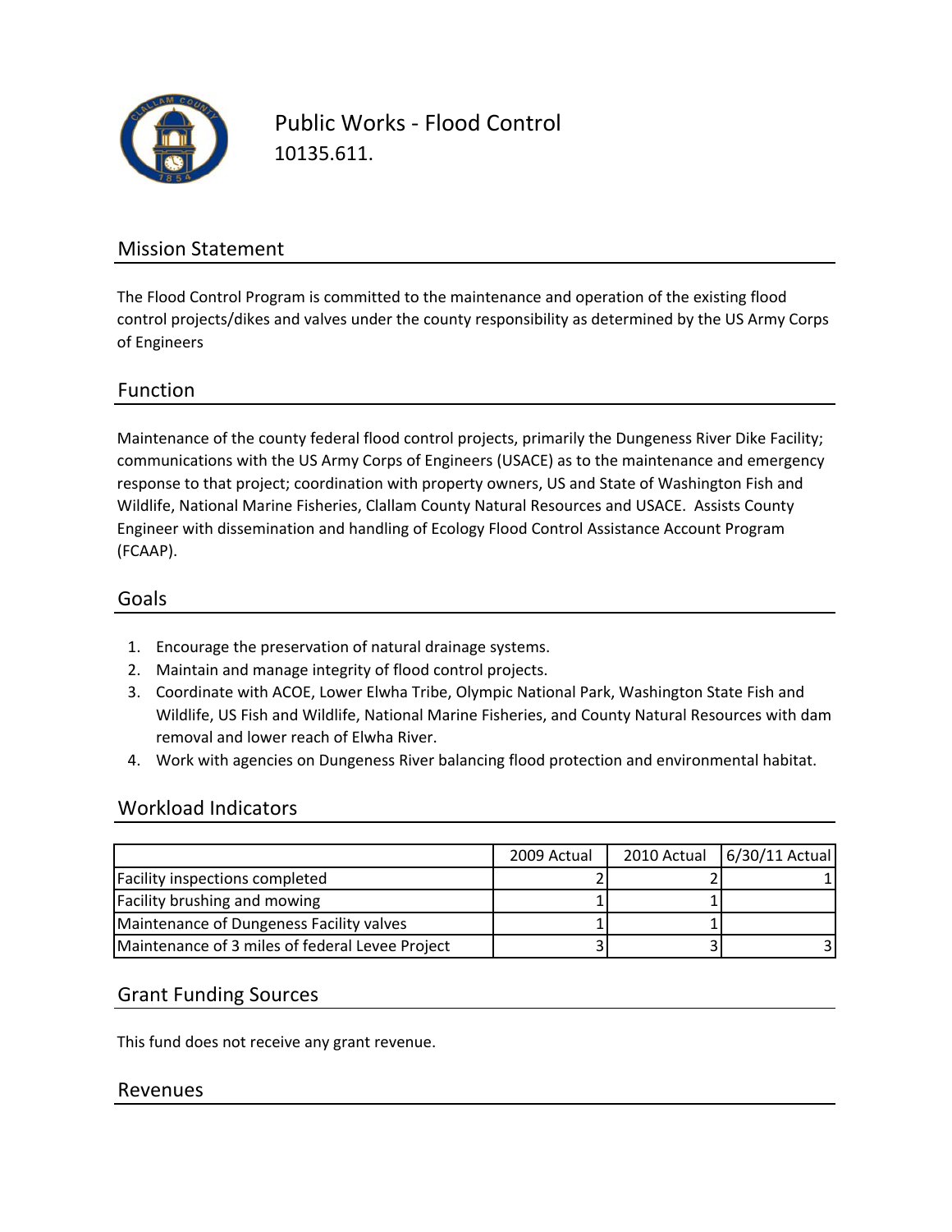# Public Works - Flood Control

10135.611.

## Mission Statement

The Flood Control Program is committed to the maintenance and operation of the existing flood control projects/dikes and valves under the county responsibility as determined by the US Army Corps of Engineers

## Function

Maintenance of the county federal flood control projects, primarily the Dungeness River Dike Facility; communications with the US Army Corps of Engineers (USACE) as to the maintenance and emergency response to that project; coordination with property owners, US and State of Washington Fish and Wildlife, National Marine Fisheries, Clallam County Natural Resources and USACE. Assists County Engineer with dissemination and handling of Ecology Flood Control Assistance Account Program (FCAAP).

## Goals

1. Encourage the preservation of natural drainage systems.
2. Maintain and manage integrity of flood control projects.
3. Coordinate with ACOE, Lower Elwha Tribe, Olympic National Park, Washington State Fish and Wildlife, US Fish and Wildlife, National Marine Fisheries, and County Natural Resources with dam removal and lower reach of Elwha River.
4. Work with agencies on Dungeness River balancing flood protection and environmental habitat.

## Workload Indicators

| | 2009 Actual | 2010 Actual | 6/30/11 Actual |
|---|---|---|---|
| Facility inspections completed | 2 | 2 | 1 |
| Facility brushing and mowing | 1 | 1 | |
| Maintenance of Dungeness Facility valves | 1 | 1 | |
| Maintenance of 3 miles of federal Levee Project | 3 | 3 | 3 |

## Grant Funding Sources

This fund does not receive any grant revenue.

## Revenues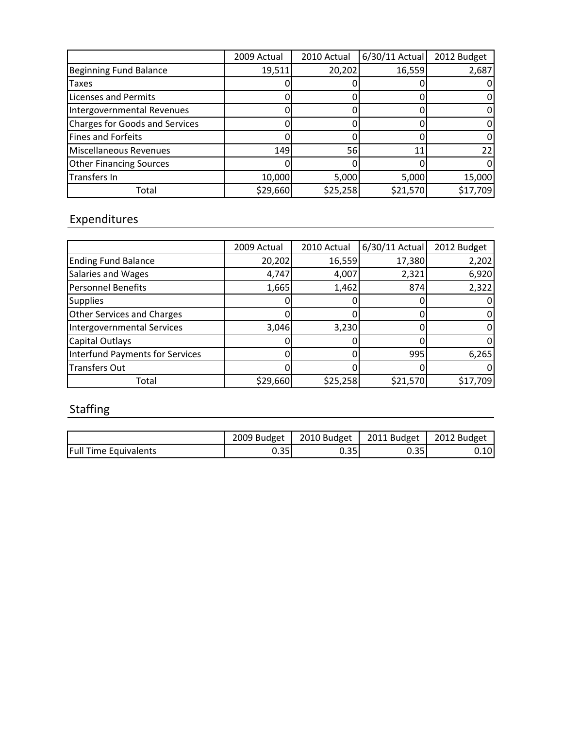| | 2009 Actual | 2010 Actual | 6/30/11 Actual | 2012 Budget |
|---|---|---|---|---|
| Beginning Fund Balance | 19,511 | 20,202 | 16,559 | 2,687 |
| Taxes | 0 | 0 | 0 | 0 |
| Licenses and Permits | 0 | 0 | 0 | 0 |
| Intergovernmental Revenues | 0 | 0 | 0 | 0 |
| Charges for Goods and Services | 0 | 0 | 0 | 0 |
| Fines and Forfeits | 0 | 0 | 0 | 0 |
| Miscellaneous Revenues | 149 | 56 | 11 | 22 |
| Other Financing Sources | 0 | 0 | 0 | 0 |
| Transfers In | 10,000 | 5,000 | 5,000 | 15,000 |
| Total | $29,660 | $25,258 | $21,570 | $17,709 |

## Expenditures

| | 2009 Actual | 2010 Actual | 6/30/11 Actual | 2012 Budget |
|---|---|---|---|---|
| Ending Fund Balance | 20,202 | 16,559 | 17,380 | 2,202 |
| Salaries and Wages | 4,747 | 4,007 | 2,321 | 6,920 |
| Personnel Benefits | 1,665 | 1,462 | 874 | 2,322 |
| Supplies | 0 | 0 | 0 | 0 |
| Other Services and Charges | 0 | 0 | 0 | 0 |
| Intergovernmental Services | 3,046 | 3,230 | 0 | 0 |
| Capital Outlays | 0 | 0 | 0 | 0 |
| Interfund Payments for Services | 0 | 0 | 995 | 6,265 |
| Transfers Out | 0 | 0 | 0 | 0 |
| Total | $29,660 | $25,258 | $21,570 | $17,709 |

## Staffing

| | 2009 Budget | 2010 Budget | 2011 Budget | 2012 Budget |
|---|---|---|---|---|
| Full Time Equivalents | 0.35 | 0.35 | 0.35 | 0.10 |